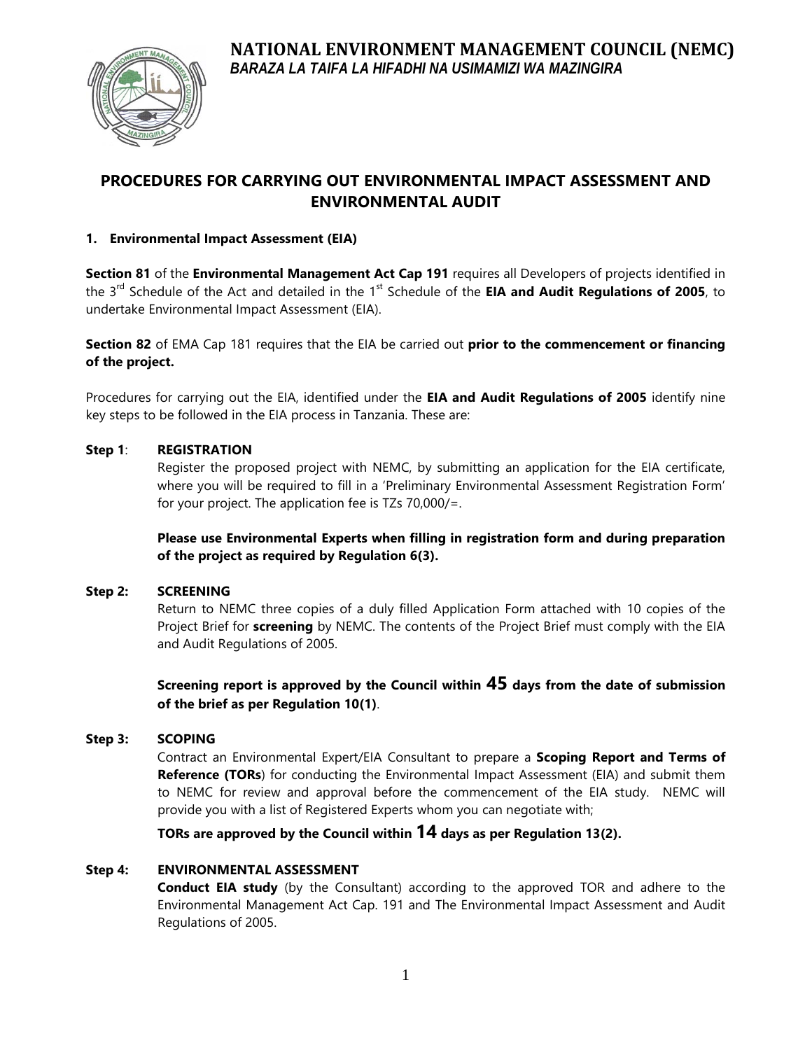# NATIONAL ENVIRONMENT MANAGEMENT COUNCIL (NEMC)

*BARAZA LA TAIFA LA HIFADHI NA USIMAMIZI WA MAZINGIRA*

## PROCEDURES FOR CARRYING OUT ENVIRONMENTAL IMPACT ASSESSMENT AND ENVIRONMENTAL AUDIT

### 1. Environmental Impact Assessment (EIA)

**Section 81** of the **Environmental Management Act Cap 191** requires all Developers of projects identified in the 3rd Schedule of the Act and detailed in the 1st Schedule of the **EIA and Audit Regulations of 2005**, to undertake Environmental Impact Assessment (EIA).

**Section 82** of EMA Cap 181 requires that the EIA be carried out **prior to the commencement or financing of the project.**

Procedures for carrying out the EIA, identified under the **EIA and Audit Regulations of 2005** identify nine key steps to be followed in the EIA process in Tanzania. These are:

**Step 1**: **REGISTRATION**

Register the proposed project with NEMC, by submitting an application for the EIA certificate, where you will be required to fill in a 'Preliminary Environmental Assessment Registration Form' for your project. The application fee is TZs 70,000/=.

**Please use Environmental Experts when filling in registration form and during preparation of the project as required by Regulation 6(3).**

**Step 2: SCREENING**

Return to NEMC three copies of a duly filled Application Form attached with 10 copies of the Project Brief for **screening** by NEMC. The contents of the Project Brief must comply with the EIA and Audit Regulations of 2005.

**Screening report is approved by the Council within 45 days from the date of submission of the brief as per Regulation 10(1)**.

**Step 3: SCOPING**

Contract an Environmental Expert/EIA Consultant to prepare a **Scoping Report and Terms of Reference (TORs**) for conducting the Environmental Impact Assessment (EIA) and submit them to NEMC for review and approval before the commencement of the EIA study. NEMC will provide you with a list of Registered Experts whom you can negotiate with;

**TORs are approved by the Council within 14 days as per Regulation 13(2).**

**Step 4: ENVIRONMENTAL ASSESSMENT**

**Conduct EIA study** (by the Consultant) according to the approved TOR and adhere to the Environmental Management Act Cap. 191 and The Environmental Impact Assessment and Audit Regulations of 2005.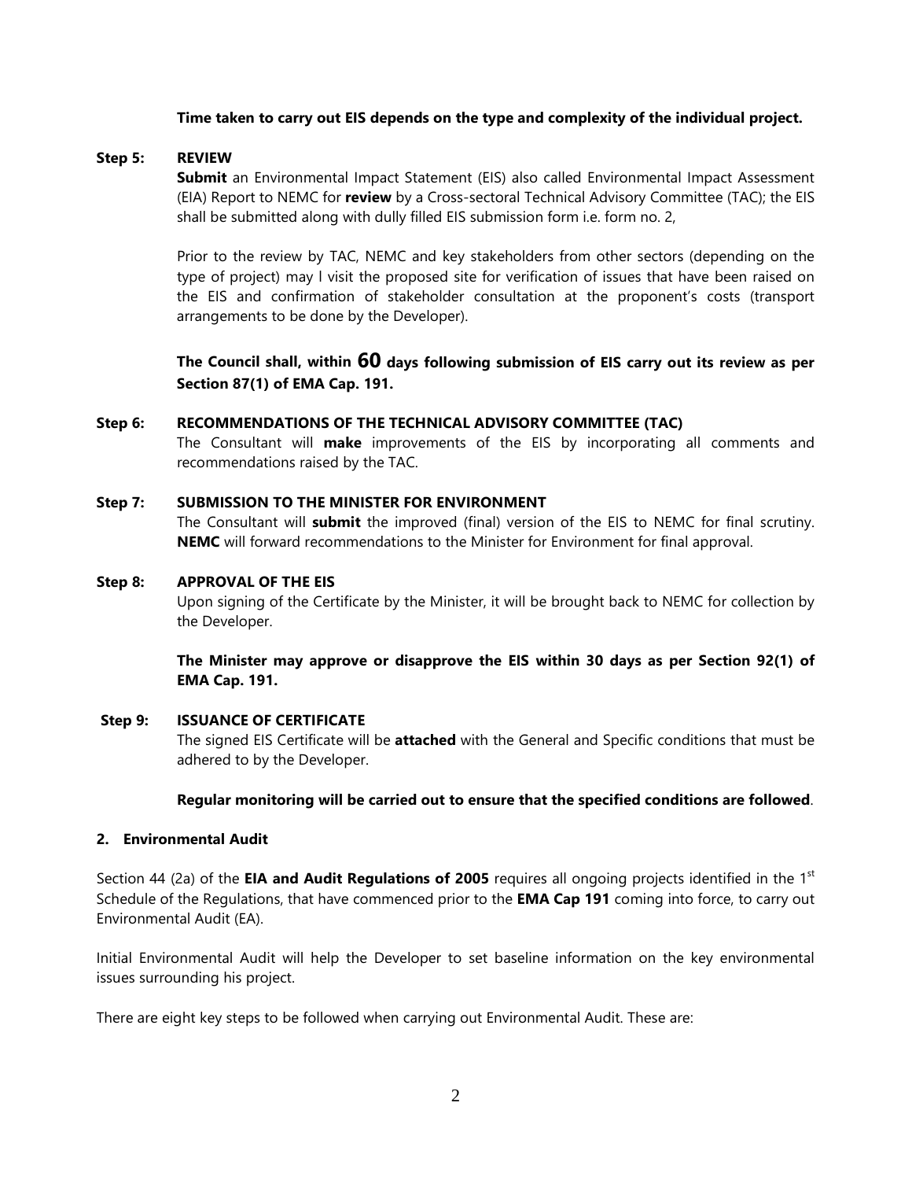**Time taken to carry out EIS depends on the type and complexity of the individual project.**

**Step 5: REVIEW**

**Submit** an Environmental Impact Statement (EIS) also called Environmental Impact Assessment (EIA) Report to NEMC for **review** by a Cross-sectoral Technical Advisory Committee (TAC); the EIS shall be submitted along with dully filled EIS submission form i.e. form no. 2,

Prior to the review by TAC, NEMC and key stakeholders from other sectors (depending on the type of project) may l visit the proposed site for verification of issues that have been raised on the EIS and confirmation of stakeholder consultation at the proponent's costs (transport arrangements to be done by the Developer).

**The Council shall, within 60 days following submission of EIS carry out its review as per Section 87(1) of EMA Cap. 191.**

**Step 6: RECOMMENDATIONS OF THE TECHNICAL ADVISORY COMMITTEE (TAC)**

The Consultant will **make** improvements of the EIS by incorporating all comments and recommendations raised by the TAC.

**Step 7: SUBMISSION TO THE MINISTER FOR ENVIRONMENT**

The Consultant will **submit** the improved (final) version of the EIS to NEMC for final scrutiny. **NEMC** will forward recommendations to the Minister for Environment for final approval.

**Step 8: APPROVAL OF THE EIS**

Upon signing of the Certificate by the Minister, it will be brought back to NEMC for collection by the Developer.

**The Minister may approve or disapprove the EIS within 30 days as per Section 92(1) of EMA Cap. 191.**

**Step 9: ISSUANCE OF CERTIFICATE**

The signed EIS Certificate will be **attached** with the General and Specific conditions that must be adhered to by the Developer.

**Regular monitoring will be carried out to ensure that the specified conditions are followed**.

## 2. Environmental Audit

Section 44 (2a) of the **EIA and Audit Regulations of 2005** requires all ongoing projects identified in the 1st Schedule of the Regulations, that have commenced prior to the **EMA Cap 191** coming into force, to carry out Environmental Audit (EA).

Initial Environmental Audit will help the Developer to set baseline information on the key environmental issues surrounding his project.

There are eight key steps to be followed when carrying out Environmental Audit. These are: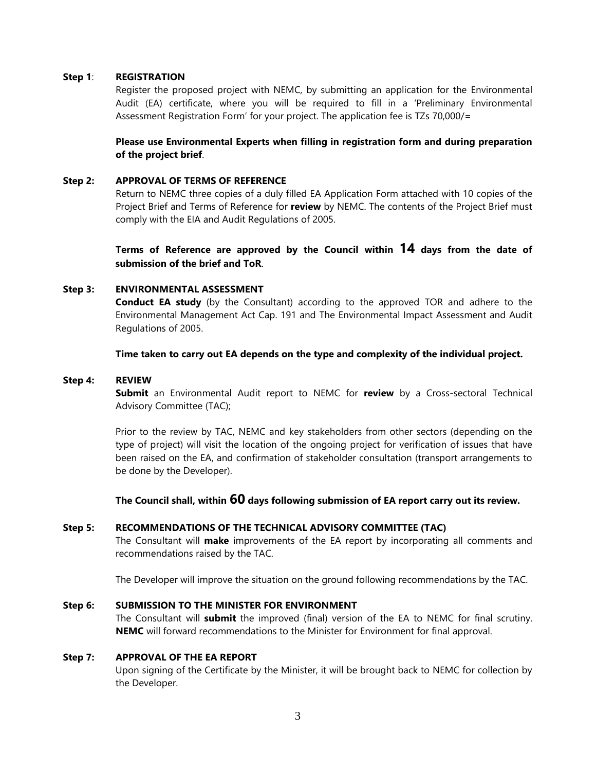**Step 1**: **REGISTRATION**

Register the proposed project with NEMC, by submitting an application for the Environmental Audit (EA) certificate, where you will be required to fill in a 'Preliminary Environmental Assessment Registration Form' for your project. The application fee is TZs 70,000/=

**Please use Environmental Experts when filling in registration form and during preparation of the project brief**.

**Step 2: APPROVAL OF TERMS OF REFERENCE**

Return to NEMC three copies of a duly filled EA Application Form attached with 10 copies of the Project Brief and Terms of Reference for **review** by NEMC. The contents of the Project Brief must comply with the EIA and Audit Regulations of 2005.

**Terms of Reference are approved by the Council within 14 days from the date of submission of the brief and ToR**.

**Step 3: ENVIRONMENTAL ASSESSMENT**

**Conduct EA study** (by the Consultant) according to the approved TOR and adhere to the Environmental Management Act Cap. 191 and The Environmental Impact Assessment and Audit Regulations of 2005.

**Time taken to carry out EA depends on the type and complexity of the individual project.**

**Step 4: REVIEW**

**Submit** an Environmental Audit report to NEMC for **review** by a Cross-sectoral Technical Advisory Committee (TAC);

Prior to the review by TAC, NEMC and key stakeholders from other sectors (depending on the type of project) will visit the location of the ongoing project for verification of issues that have been raised on the EA, and confirmation of stakeholder consultation (transport arrangements to be done by the Developer).

**The Council shall, within 60 days following submission of EA report carry out its review.**

**Step 5: RECOMMENDATIONS OF THE TECHNICAL ADVISORY COMMITTEE (TAC)**

The Consultant will **make** improvements of the EA report by incorporating all comments and recommendations raised by the TAC.

The Developer will improve the situation on the ground following recommendations by the TAC.

**Step 6: SUBMISSION TO THE MINISTER FOR ENVIRONMENT**

The Consultant will **submit** the improved (final) version of the EA to NEMC for final scrutiny. **NEMC** will forward recommendations to the Minister for Environment for final approval.

**Step 7: APPROVAL OF THE EA REPORT**

Upon signing of the Certificate by the Minister, it will be brought back to NEMC for collection by the Developer.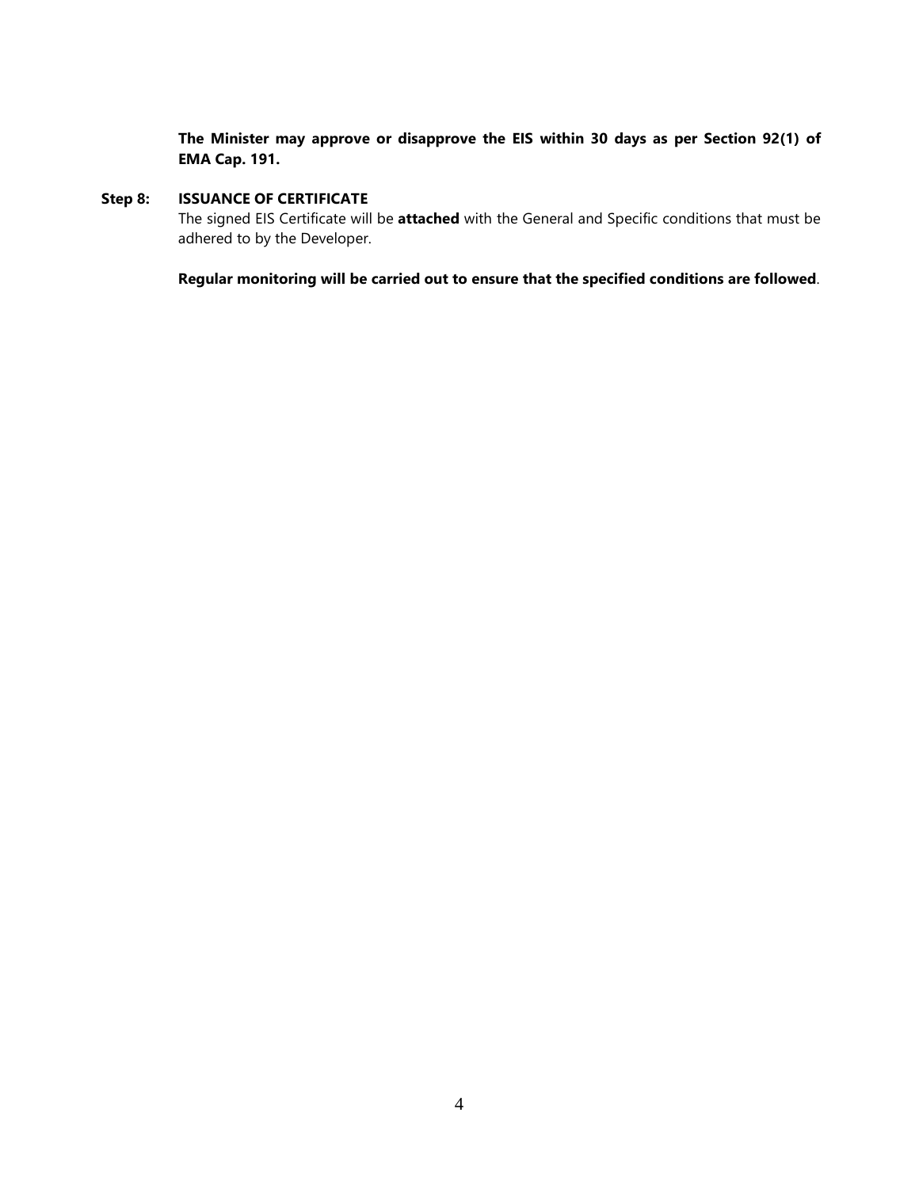**The Minister may approve or disapprove the EIS within 30 days as per Section 92(1) of EMA Cap. 191.**

**Step 8: ISSUANCE OF CERTIFICATE**

The signed EIS Certificate will be **attached** with the General and Specific conditions that must be adhered to by the Developer.

**Regular monitoring will be carried out to ensure that the specified conditions are followed**.